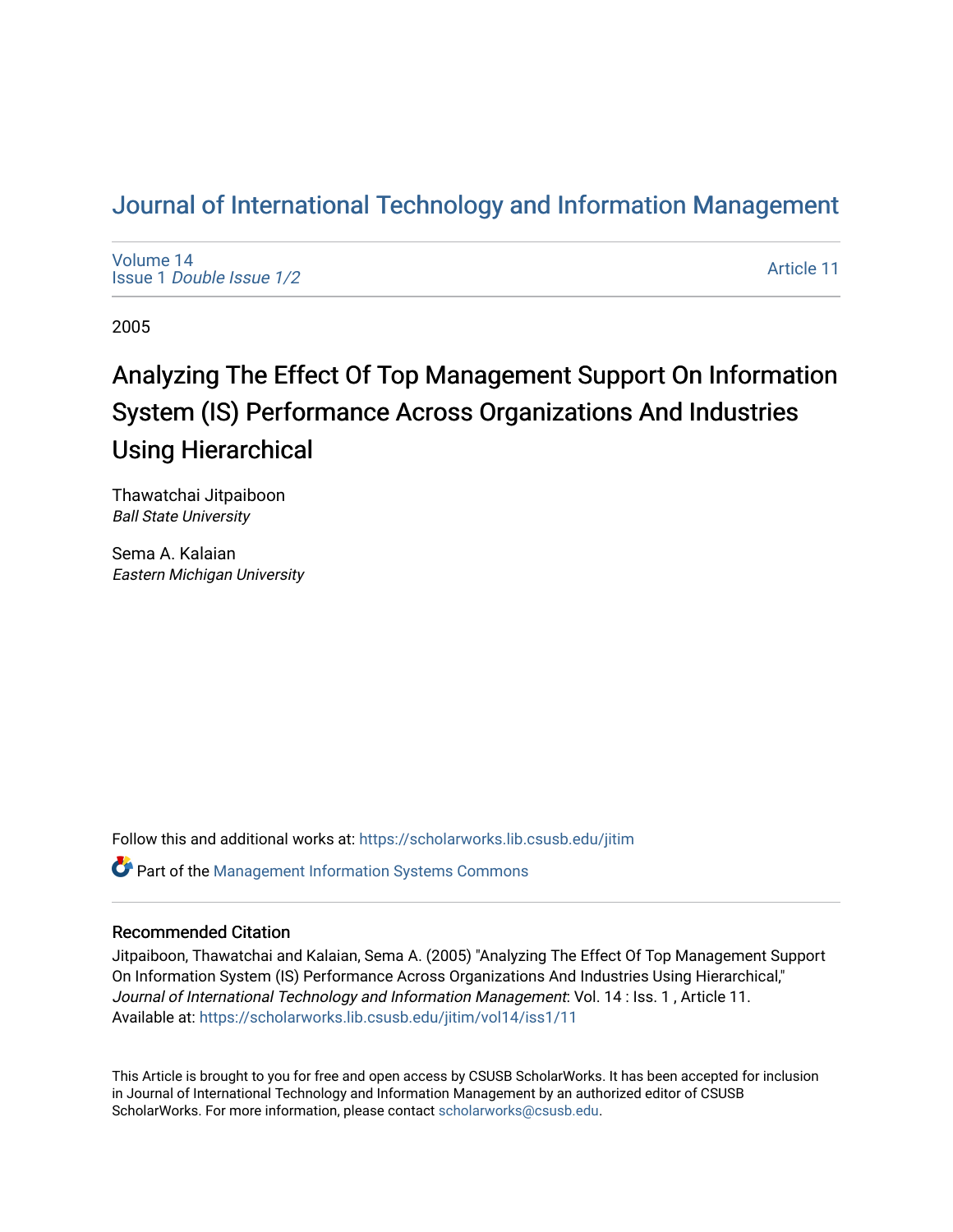# Journal of International Technology and Information Management

Volume 14
Issue 1 *Double Issue 1/2*

Article 11

2005

## Analyzing The Effect Of Top Management Support On Information System (IS) Performance Across Organizations And Industries Using Hierarchical

Thawatchai Jitpaiboon
*Ball State University*

Sema A. Kalaian
*Eastern Michigan University*

Follow this and additional works at: https://scholarworks.lib.csusb.edu/jitim

Part of the Management Information Systems Commons

### Recommended Citation

Jitpaiboon, Thawatchai and Kalaian, Sema A. (2005) "Analyzing The Effect Of Top Management Support On Information System (IS) Performance Across Organizations And Industries Using Hierarchical," *Journal of International Technology and Information Management*: Vol. 14 : Iss. 1 , Article 11.
Available at: https://scholarworks.lib.csusb.edu/jitim/vol14/iss1/11

This Article is brought to you for free and open access by CSUSB ScholarWorks. It has been accepted for inclusion in Journal of International Technology and Information Management by an authorized editor of CSUSB ScholarWorks. For more information, please contact scholarworks@csusb.edu.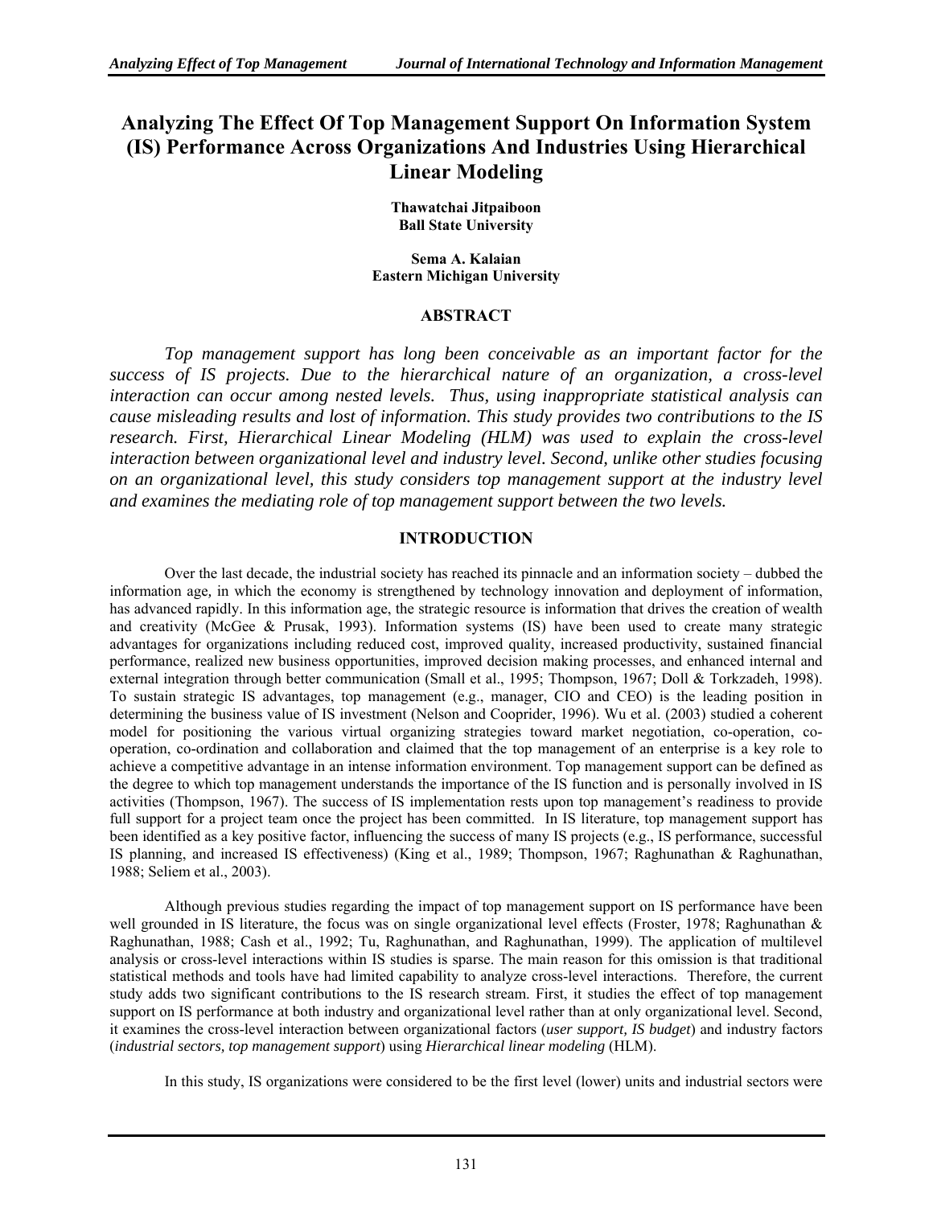# Analyzing The Effect Of Top Management Support On Information System (IS) Performance Across Organizations And Industries Using Hierarchical Linear Modeling

**Thawatchai Jitpaiboon**
**Ball State University**

**Sema A. Kalaian**
**Eastern Michigan University**

## ABSTRACT

*Top management support has long been conceivable as an important factor for the success of IS projects. Due to the hierarchical nature of an organization, a cross-level interaction can occur among nested levels. Thus, using inappropriate statistical analysis can cause misleading results and lost of information. This study provides two contributions to the IS research. First, Hierarchical Linear Modeling (HLM) was used to explain the cross-level interaction between organizational level and industry level. Second, unlike other studies focusing on an organizational level, this study considers top management support at the industry level and examines the mediating role of top management support between the two levels.*

## INTRODUCTION

Over the last decade, the industrial society has reached its pinnacle and an information society – dubbed the information age*,* in which the economy is strengthened by technology innovation and deployment of information, has advanced rapidly. In this information age, the strategic resource is information that drives the creation of wealth and creativity (McGee & Prusak, 1993). Information systems (IS) have been used to create many strategic advantages for organizations including reduced cost, improved quality, increased productivity, sustained financial performance, realized new business opportunities, improved decision making processes, and enhanced internal and external integration through better communication (Small et al., 1995; Thompson, 1967; Doll & Torkzadeh, 1998). To sustain strategic IS advantages, top management (e.g., manager, CIO and CEO) is the leading position in determining the business value of IS investment (Nelson and Cooprider, 1996). Wu et al. (2003) studied a coherent model for positioning the various virtual organizing strategies toward market negotiation, co-operation, co-operation, co-ordination and collaboration and claimed that the top management of an enterprise is a key role to achieve a competitive advantage in an intense information environment. Top management support can be defined as the degree to which top management understands the importance of the IS function and is personally involved in IS activities (Thompson, 1967). The success of IS implementation rests upon top management's readiness to provide full support for a project team once the project has been committed. In IS literature, top management support has been identified as a key positive factor, influencing the success of many IS projects (e.g., IS performance, successful IS planning, and increased IS effectiveness) (King et al., 1989; Thompson, 1967; Raghunathan & Raghunathan, 1988; Seliem et al., 2003).

Although previous studies regarding the impact of top management support on IS performance have been well grounded in IS literature, the focus was on single organizational level effects (Froster, 1978; Raghunathan & Raghunathan, 1988; Cash et al., 1992; Tu, Raghunathan, and Raghunathan, 1999). The application of multilevel analysis or cross-level interactions within IS studies is sparse. The main reason for this omission is that traditional statistical methods and tools have had limited capability to analyze cross-level interactions. Therefore, the current study adds two significant contributions to the IS research stream. First, it studies the effect of top management support on IS performance at both industry and organizational level rather than at only organizational level. Second, it examines the cross-level interaction between organizational factors (*user support, IS budget*) and industry factors (*industrial sectors, top management support*) using *Hierarchical linear modeling* (HLM).

In this study, IS organizations were considered to be the first level (lower) units and industrial sectors were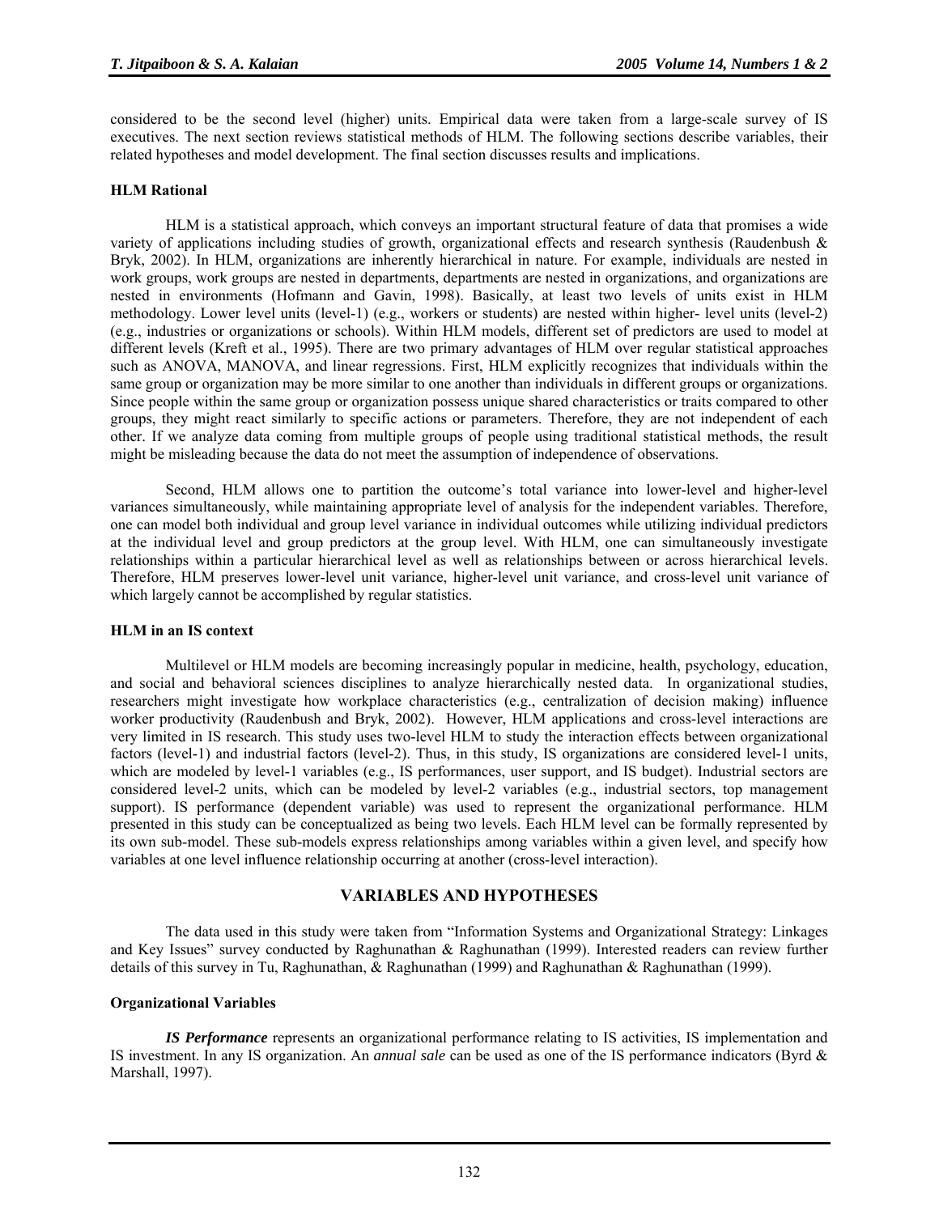considered to be the second level (higher) units. Empirical data were taken from a large-scale survey of IS executives. The next section reviews statistical methods of HLM. The following sections describe variables, their related hypotheses and model development. The final section discusses results and implications.

### HLM Rational

HLM is a statistical approach, which conveys an important structural feature of data that promises a wide variety of applications including studies of growth, organizational effects and research synthesis (Raudenbush & Bryk, 2002). In HLM, organizations are inherently hierarchical in nature. For example, individuals are nested in work groups, work groups are nested in departments, departments are nested in organizations, and organizations are nested in environments (Hofmann and Gavin, 1998). Basically, at least two levels of units exist in HLM methodology. Lower level units (level-1) (e.g., workers or students) are nested within higher- level units (level-2) (e.g., industries or organizations or schools). Within HLM models, different set of predictors are used to model at different levels (Kreft et al., 1995). There are two primary advantages of HLM over regular statistical approaches such as ANOVA, MANOVA, and linear regressions. First, HLM explicitly recognizes that individuals within the same group or organization may be more similar to one another than individuals in different groups or organizations. Since people within the same group or organization possess unique shared characteristics or traits compared to other groups, they might react similarly to specific actions or parameters. Therefore, they are not independent of each other. If we analyze data coming from multiple groups of people using traditional statistical methods, the result might be misleading because the data do not meet the assumption of independence of observations.

Second, HLM allows one to partition the outcome's total variance into lower-level and higher-level variances simultaneously, while maintaining appropriate level of analysis for the independent variables. Therefore, one can model both individual and group level variance in individual outcomes while utilizing individual predictors at the individual level and group predictors at the group level. With HLM, one can simultaneously investigate relationships within a particular hierarchical level as well as relationships between or across hierarchical levels. Therefore, HLM preserves lower-level unit variance, higher-level unit variance, and cross-level unit variance of which largely cannot be accomplished by regular statistics.

### HLM in an IS context

Multilevel or HLM models are becoming increasingly popular in medicine, health, psychology, education, and social and behavioral sciences disciplines to analyze hierarchically nested data. In organizational studies, researchers might investigate how workplace characteristics (e.g., centralization of decision making) influence worker productivity (Raudenbush and Bryk, 2002). However, HLM applications and cross-level interactions are very limited in IS research. This study uses two-level HLM to study the interaction effects between organizational factors (level-1) and industrial factors (level-2). Thus, in this study, IS organizations are considered level-1 units, which are modeled by level-1 variables (e.g., IS performances, user support, and IS budget). Industrial sectors are considered level-2 units, which can be modeled by level-2 variables (e.g., industrial sectors, top management support). IS performance (dependent variable) was used to represent the organizational performance. HLM presented in this study can be conceptualized as being two levels. Each HLM level can be formally represented by its own sub-model. These sub-models express relationships among variables within a given level, and specify how variables at one level influence relationship occurring at another (cross-level interaction).

## VARIABLES AND HYPOTHESES

The data used in this study were taken from "Information Systems and Organizational Strategy: Linkages and Key Issues" survey conducted by Raghunathan & Raghunathan (1999). Interested readers can review further details of this survey in Tu, Raghunathan, & Raghunathan (1999) and Raghunathan & Raghunathan (1999).

### Organizational Variables

***IS Performance*** represents an organizational performance relating to IS activities, IS implementation and IS investment. In any IS organization. An *annual sale* can be used as one of the IS performance indicators (Byrd & Marshall, 1997).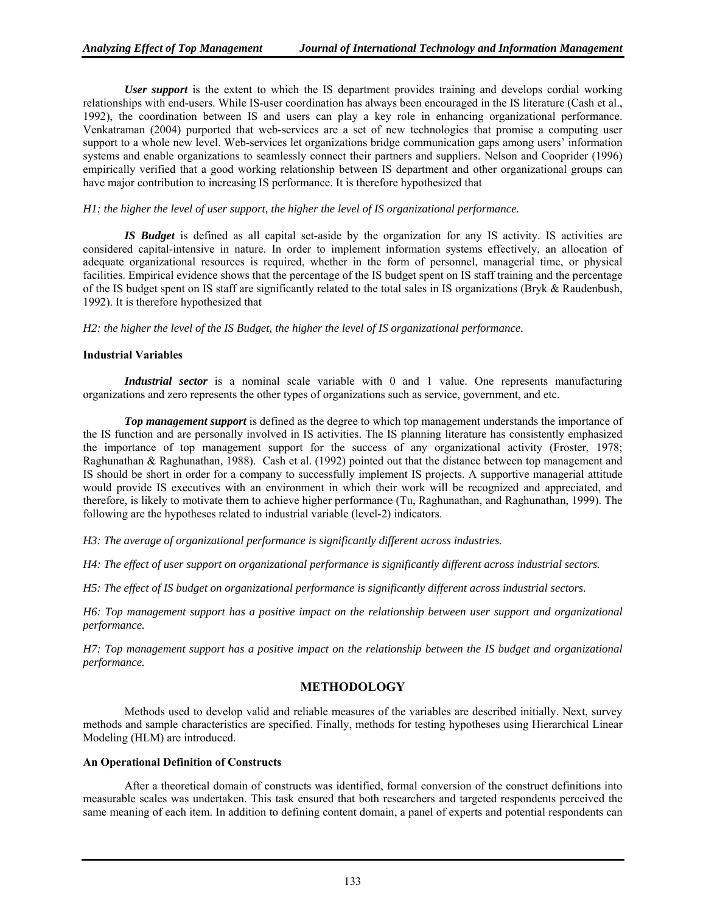***User support*** is the extent to which the IS department provides training and develops cordial working relationships with end-users. While IS-user coordination has always been encouraged in the IS literature (Cash et al., 1992), the coordination between IS and users can play a key role in enhancing organizational performance. Venkatraman (2004) purported that web-services are a set of new technologies that promise a computing user support to a whole new level. Web-services let organizations bridge communication gaps among users' information systems and enable organizations to seamlessly connect their partners and suppliers. Nelson and Cooprider (1996) empirically verified that a good working relationship between IS department and other organizational groups can have major contribution to increasing IS performance. It is therefore hypothesized that

*H1: the higher the level of user support, the higher the level of IS organizational performance.*

***IS Budget*** is defined as all capital set-aside by the organization for any IS activity. IS activities are considered capital-intensive in nature. In order to implement information systems effectively, an allocation of adequate organizational resources is required, whether in the form of personnel, managerial time, or physical facilities. Empirical evidence shows that the percentage of the IS budget spent on IS staff training and the percentage of the IS budget spent on IS staff are significantly related to the total sales in IS organizations (Bryk & Raudenbush, 1992). It is therefore hypothesized that

*H2: the higher the level of the IS Budget, the higher the level of IS organizational performance.*

**Industrial Variables**

***Industrial sector*** is a nominal scale variable with 0 and 1 value. One represents manufacturing organizations and zero represents the other types of organizations such as service, government, and etc.

***Top management support*** is defined as the degree to which top management understands the importance of the IS function and are personally involved in IS activities. The IS planning literature has consistently emphasized the importance of top management support for the success of any organizational activity (Froster, 1978; Raghunathan & Raghunathan, 1988). Cash et al. (1992) pointed out that the distance between top management and IS should be short in order for a company to successfully implement IS projects. A supportive managerial attitude would provide IS executives with an environment in which their work will be recognized and appreciated, and therefore, is likely to motivate them to achieve higher performance (Tu, Raghunathan, and Raghunathan, 1999). The following are the hypotheses related to industrial variable (level-2) indicators.

*H3: The average of organizational performance is significantly different across industries.*

*H4: The effect of user support on organizational performance is significantly different across industrial sectors.*

*H5: The effect of IS budget on organizational performance is significantly different across industrial sectors.*

*H6: Top management support has a positive impact on the relationship between user support and organizational performance.*

*H7: Top management support has a positive impact on the relationship between the IS budget and organizational performance.*

## METHODOLOGY

Methods used to develop valid and reliable measures of the variables are described initially. Next, survey methods and sample characteristics are specified. Finally, methods for testing hypotheses using Hierarchical Linear Modeling (HLM) are introduced.

**An Operational Definition of Constructs**

After a theoretical domain of constructs was identified, formal conversion of the construct definitions into measurable scales was undertaken. This task ensured that both researchers and targeted respondents perceived the same meaning of each item. In addition to defining content domain, a panel of experts and potential respondents can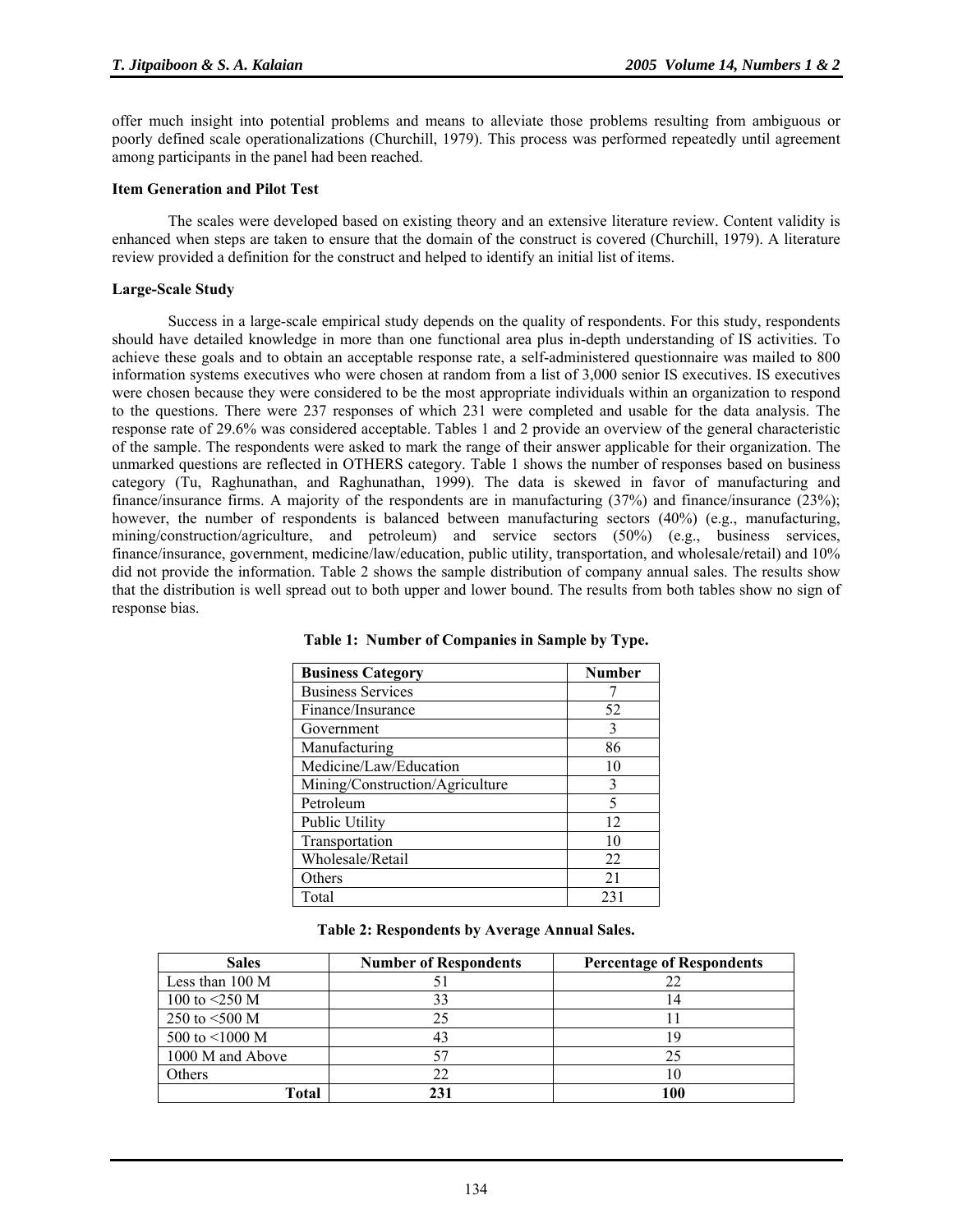offer much insight into potential problems and means to alleviate those problems resulting from ambiguous or poorly defined scale operationalizations (Churchill, 1979). This process was performed repeatedly until agreement among participants in the panel had been reached.

**Item Generation and Pilot Test**

The scales were developed based on existing theory and an extensive literature review. Content validity is enhanced when steps are taken to ensure that the domain of the construct is covered (Churchill, 1979). A literature review provided a definition for the construct and helped to identify an initial list of items.

**Large-Scale Study**

Success in a large-scale empirical study depends on the quality of respondents. For this study, respondents should have detailed knowledge in more than one functional area plus in-depth understanding of IS activities. To achieve these goals and to obtain an acceptable response rate, a self-administered questionnaire was mailed to 800 information systems executives who were chosen at random from a list of 3,000 senior IS executives. IS executives were chosen because they were considered to be the most appropriate individuals within an organization to respond to the questions. There were 237 responses of which 231 were completed and usable for the data analysis. The response rate of 29.6% was considered acceptable. Tables 1 and 2 provide an overview of the general characteristic of the sample. The respondents were asked to mark the range of their answer applicable for their organization. The unmarked questions are reflected in OTHERS category. Table 1 shows the number of responses based on business category (Tu, Raghunathan, and Raghunathan, 1999). The data is skewed in favor of manufacturing and finance/insurance firms. A majority of the respondents are in manufacturing (37%) and finance/insurance (23%); however, the number of respondents is balanced between manufacturing sectors (40%) (e.g., manufacturing, mining/construction/agriculture, and petroleum) and service sectors (50%) (e.g., business services, finance/insurance, government, medicine/law/education, public utility, transportation, and wholesale/retail) and 10% did not provide the information. Table 2 shows the sample distribution of company annual sales. The results show that the distribution is well spread out to both upper and lower bound. The results from both tables show no sign of response bias.

**Table 1: Number of Companies in Sample by Type.**

| Business Category | Number |
|---|---|
| Business Services | 7 |
| Finance/Insurance | 52 |
| Government | 3 |
| Manufacturing | 86 |
| Medicine/Law/Education | 10 |
| Mining/Construction/Agriculture | 3 |
| Petroleum | 5 |
| Public Utility | 12 |
| Transportation | 10 |
| Wholesale/Retail | 22 |
| Others | 21 |
| Total | 231 |

**Table 2: Respondents by Average Annual Sales.**

| Sales | Number of Respondents | Percentage of Respondents |
|---|---|---|
| Less than 100 M | 51 | 22 |
| 100 to <250 M | 33 | 14 |
| 250 to <500 M | 25 | 11 |
| 500 to <1000 M | 43 | 19 |
| 1000 M and Above | 57 | 25 |
| Others | 22 | 10 |
| **Total** | **231** | **100** |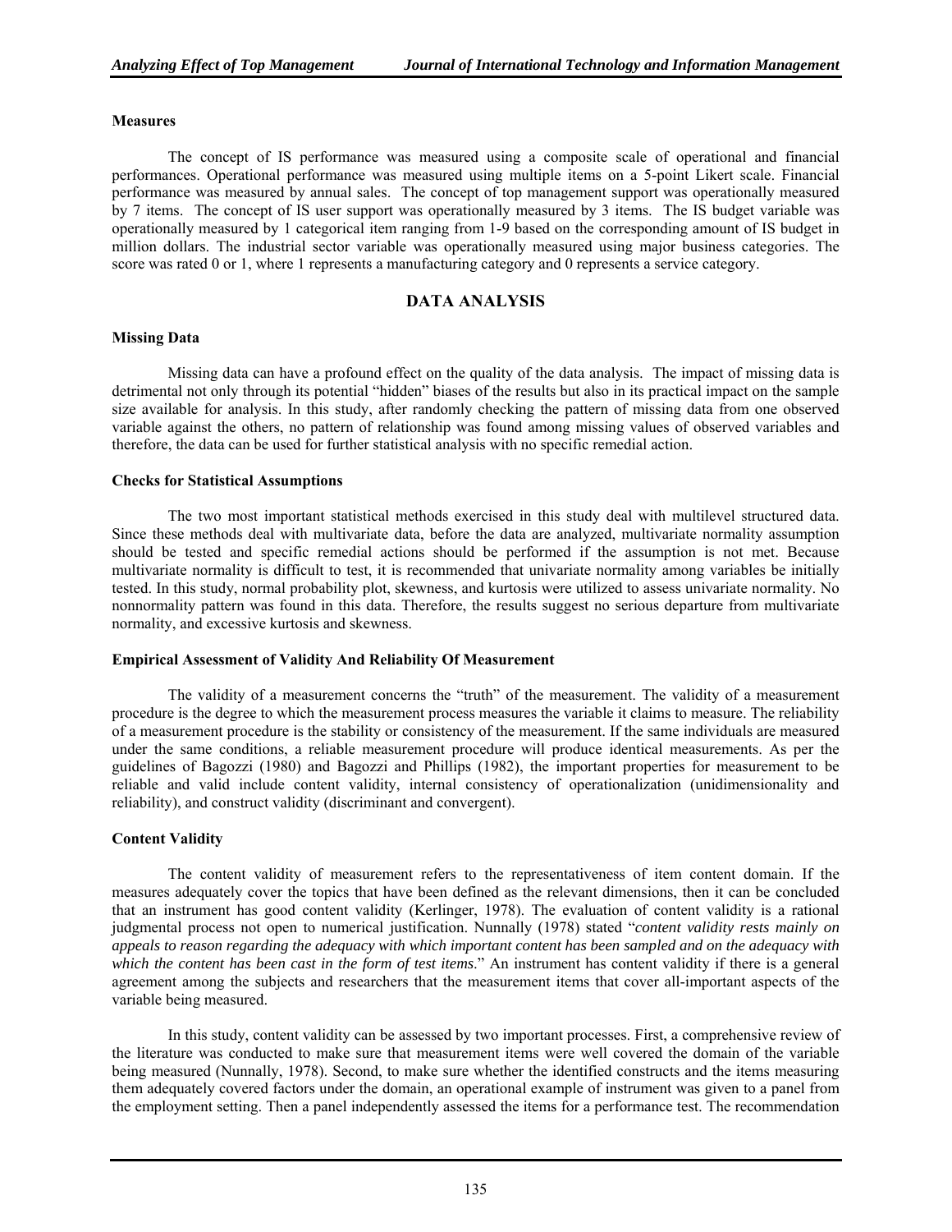### Measures

The concept of IS performance was measured using a composite scale of operational and financial performances. Operational performance was measured using multiple items on a 5-point Likert scale. Financial performance was measured by annual sales. The concept of top management support was operationally measured by 7 items. The concept of IS user support was operationally measured by 3 items. The IS budget variable was operationally measured by 1 categorical item ranging from 1-9 based on the corresponding amount of IS budget in million dollars. The industrial sector variable was operationally measured using major business categories. The score was rated 0 or 1, where 1 represents a manufacturing category and 0 represents a service category.

## DATA ANALYSIS

### Missing Data

Missing data can have a profound effect on the quality of the data analysis. The impact of missing data is detrimental not only through its potential "hidden" biases of the results but also in its practical impact on the sample size available for analysis. In this study, after randomly checking the pattern of missing data from one observed variable against the others, no pattern of relationship was found among missing values of observed variables and therefore, the data can be used for further statistical analysis with no specific remedial action.

### Checks for Statistical Assumptions

The two most important statistical methods exercised in this study deal with multilevel structured data. Since these methods deal with multivariate data, before the data are analyzed, multivariate normality assumption should be tested and specific remedial actions should be performed if the assumption is not met. Because multivariate normality is difficult to test, it is recommended that univariate normality among variables be initially tested. In this study, normal probability plot, skewness, and kurtosis were utilized to assess univariate normality. No nonnormality pattern was found in this data. Therefore, the results suggest no serious departure from multivariate normality, and excessive kurtosis and skewness.

### Empirical Assessment of Validity And Reliability Of Measurement

The validity of a measurement concerns the "truth" of the measurement. The validity of a measurement procedure is the degree to which the measurement process measures the variable it claims to measure. The reliability of a measurement procedure is the stability or consistency of the measurement. If the same individuals are measured under the same conditions, a reliable measurement procedure will produce identical measurements. As per the guidelines of Bagozzi (1980) and Bagozzi and Phillips (1982), the important properties for measurement to be reliable and valid include content validity, internal consistency of operationalization (unidimensionality and reliability), and construct validity (discriminant and convergent).

### Content Validity

The content validity of measurement refers to the representativeness of item content domain. If the measures adequately cover the topics that have been defined as the relevant dimensions, then it can be concluded that an instrument has good content validity (Kerlinger, 1978). The evaluation of content validity is a rational judgmental process not open to numerical justification. Nunnally (1978) stated "*content validity rests mainly on appeals to reason regarding the adequacy with which important content has been sampled and on the adequacy with which the content has been cast in the form of test items*." An instrument has content validity if there is a general agreement among the subjects and researchers that the measurement items that cover all-important aspects of the variable being measured.

In this study, content validity can be assessed by two important processes. First, a comprehensive review of the literature was conducted to make sure that measurement items were well covered the domain of the variable being measured (Nunnally, 1978). Second, to make sure whether the identified constructs and the items measuring them adequately covered factors under the domain, an operational example of instrument was given to a panel from the employment setting. Then a panel independently assessed the items for a performance test. The recommendation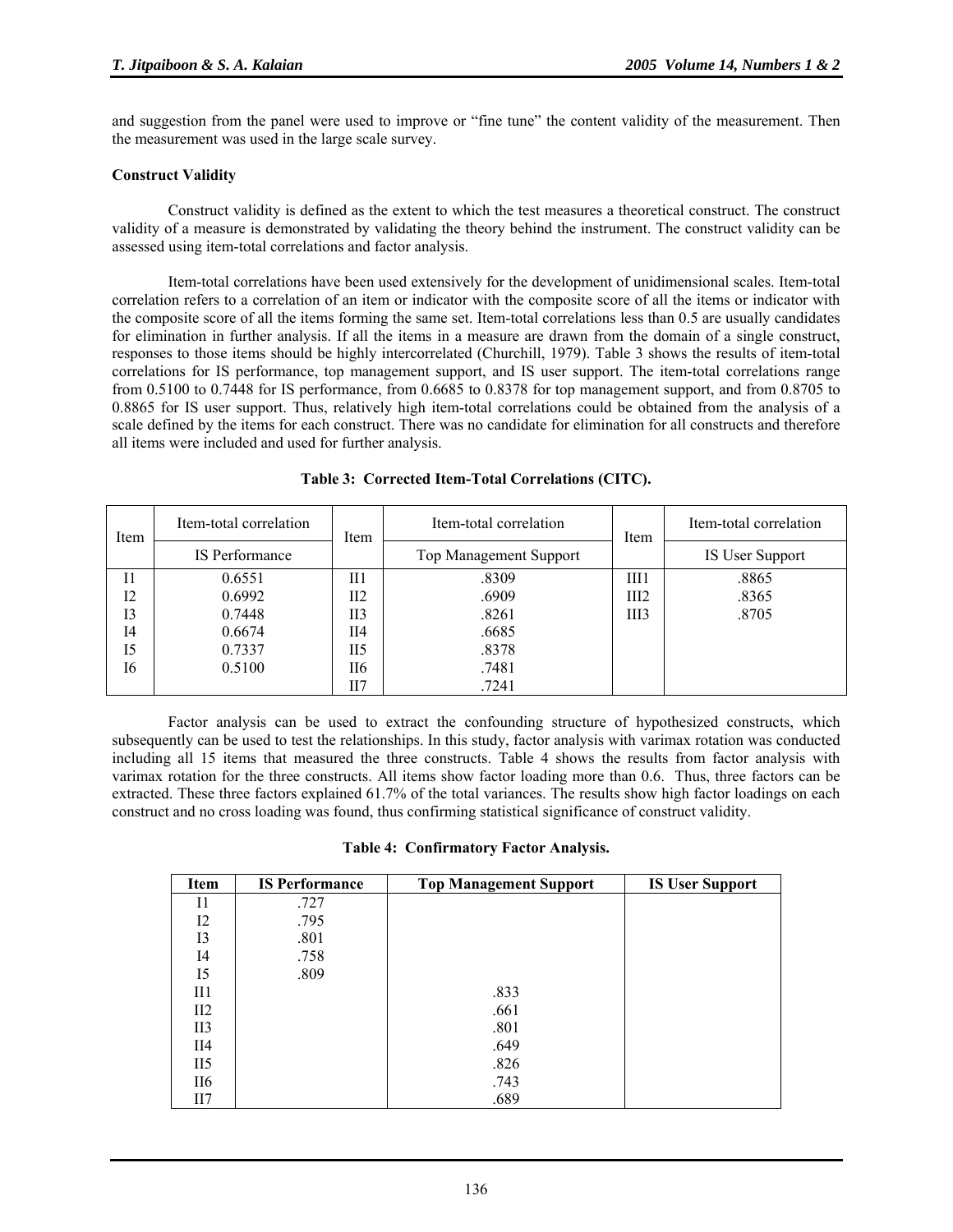and suggestion from the panel were used to improve or "fine tune" the content validity of the measurement. Then the measurement was used in the large scale survey.

**Construct Validity**

Construct validity is defined as the extent to which the test measures a theoretical construct. The construct validity of a measure is demonstrated by validating the theory behind the instrument. The construct validity can be assessed using item-total correlations and factor analysis.

Item-total correlations have been used extensively for the development of unidimensional scales. Item-total correlation refers to a correlation of an item or indicator with the composite score of all the items or indicator with the composite score of all the items forming the same set. Item-total correlations less than 0.5 are usually candidates for elimination in further analysis. If all the items in a measure are drawn from the domain of a single construct, responses to those items should be highly intercorrelated (Churchill, 1979). Table 3 shows the results of item-total correlations for IS performance, top management support, and IS user support. The item-total correlations range from 0.5100 to 0.7448 for IS performance, from 0.6685 to 0.8378 for top management support, and from 0.8705 to 0.8865 for IS user support. Thus, relatively high item-total correlations could be obtained from the analysis of a scale defined by the items for each construct. There was no candidate for elimination for all constructs and therefore all items were included and used for further analysis.

**Table 3: Corrected Item-Total Correlations (CITC).**

| Item | Item-total correlation | Item | Item-total correlation | Item | Item-total correlation |
|---|---|---|---|---|---|
| | IS Performance | | Top Management Support | | IS User Support |
| I1 | 0.6551 | II1 | .8309 | III1 | .8865 |
| I2 | 0.6992 | II2 | .6909 | III2 | .8365 |
| I3 | 0.7448 | II3 | .8261 | III3 | .8705 |
| I4 | 0.6674 | II4 | .6685 | | |
| I5 | 0.7337 | II5 | .8378 | | |
| I6 | 0.5100 | II6 | .7481 | | |
| | | II7 | .7241 | | |

Factor analysis can be used to extract the confounding structure of hypothesized constructs, which subsequently can be used to test the relationships. In this study, factor analysis with varimax rotation was conducted including all 15 items that measured the three constructs. Table 4 shows the results from factor analysis with varimax rotation for the three constructs. All items show factor loading more than 0.6. Thus, three factors can be extracted. These three factors explained 61.7% of the total variances. The results show high factor loadings on each construct and no cross loading was found, thus confirming statistical significance of construct validity.

**Table 4: Confirmatory Factor Analysis.**

| Item | IS Performance | Top Management Support | IS User Support |
|---|---|---|---|
| I1 | .727 | | |
| I2 | .795 | | |
| I3 | .801 | | |
| I4 | .758 | | |
| I5 | .809 | | |
| II1 | | .833 | |
| II2 | | .661 | |
| II3 | | .801 | |
| II4 | | .649 | |
| II5 | | .826 | |
| II6 | | .743 | |
| II7 | | .689 | |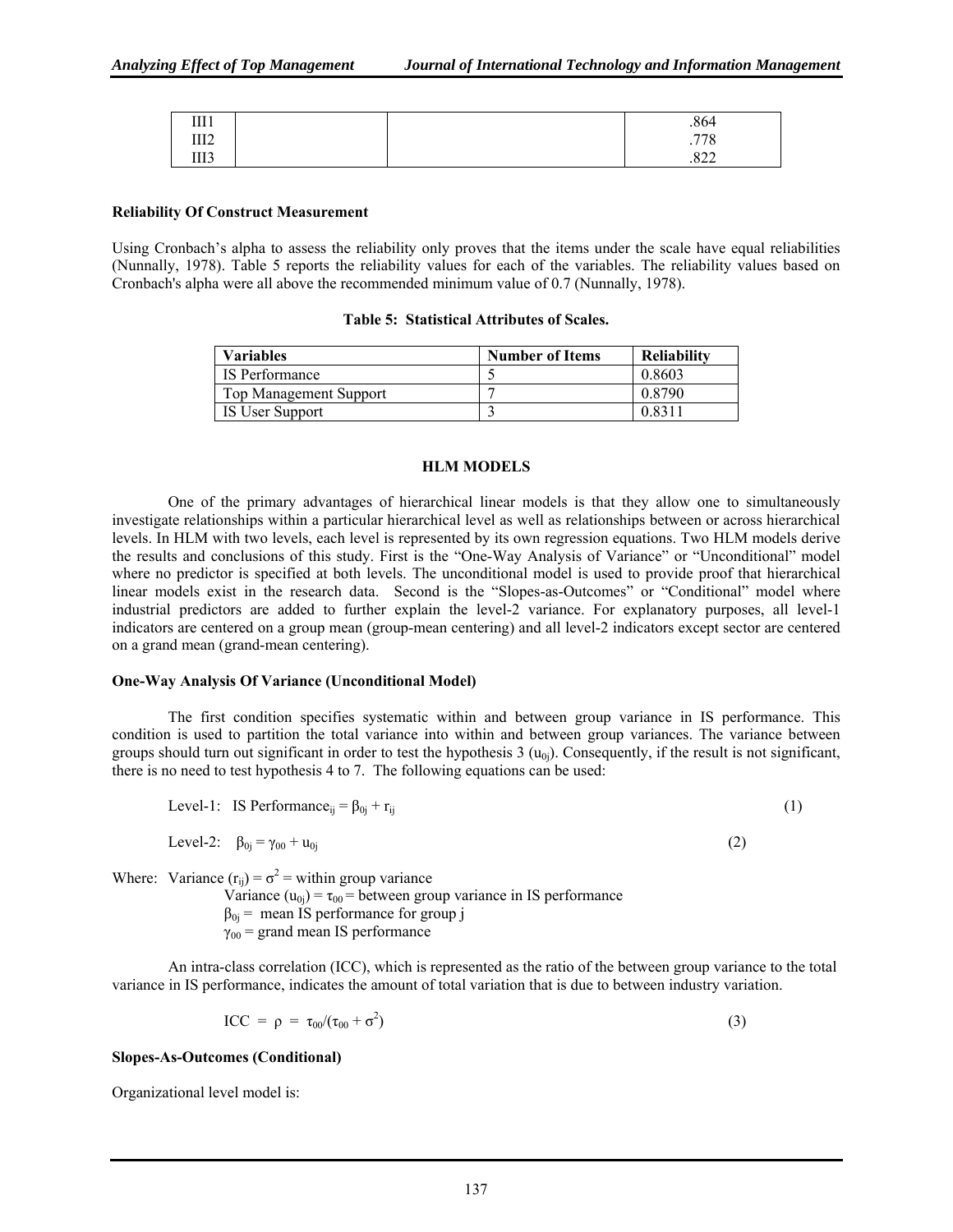| III1 | | | .864 |
|---|---|---|---|
| III2 | | | .778 |
| III3 | | | .822 |

**Reliability Of Construct Measurement**

Using Cronbach's alpha to assess the reliability only proves that the items under the scale have equal reliabilities (Nunnally, 1978). Table 5 reports the reliability values for each of the variables. The reliability values based on Cronbach's alpha were all above the recommended minimum value of 0.7 (Nunnally, 1978).

**Table 5: Statistical Attributes of Scales.**

| Variables | Number of Items | Reliability |
|---|---|---|
| IS Performance | 5 | 0.8603 |
| Top Management Support | 7 | 0.8790 |
| IS User Support | 3 | 0.8311 |

## HLM MODELS

One of the primary advantages of hierarchical linear models is that they allow one to simultaneously investigate relationships within a particular hierarchical level as well as relationships between or across hierarchical levels. In HLM with two levels, each level is represented by its own regression equations. Two HLM models derive the results and conclusions of this study. First is the "One-Way Analysis of Variance" or "Unconditional" model where no predictor is specified at both levels. The unconditional model is used to provide proof that hierarchical linear models exist in the research data. Second is the "Slopes-as-Outcomes" or "Conditional" model where industrial predictors are added to further explain the level-2 variance. For explanatory purposes, all level-1 indicators are centered on a group mean (group-mean centering) and all level-2 indicators except sector are centered on a grand mean (grand-mean centering).

**One-Way Analysis Of Variance (Unconditional Model)**

The first condition specifies systematic within and between group variance in IS performance. This condition is used to partition the total variance into within and between group variances. The variance between groups should turn out significant in order to test the hypothesis 3 ($u_{0j}$). Consequently, if the result is not significant, there is no need to test hypothesis 4 to 7. The following equations can be used:

$$\text{Level-1: IS Performance}_{ij} = \beta_{0j} + r_{ij} \quad (1)$$

$$\text{Level-2: } \beta_{0j} = \gamma_{00} + u_{0j} \quad (2)$$

Where: Variance ($r_{ij}$) = $\sigma^2$ = within group variance
Variance ($u_{0j}$) = $\tau_{00}$ = between group variance in IS performance
$\beta_{0j}$ = mean IS performance for group j
$\gamma_{00}$ = grand mean IS performance

An intra-class correlation (ICC), which is represented as the ratio of the between group variance to the total variance in IS performance, indicates the amount of total variation that is due to between industry variation.

$$\text{ICC} = \rho = \tau_{00}/(\tau_{00} + \sigma^2) \quad (3)$$

**Slopes-As-Outcomes (Conditional)**

Organizational level model is: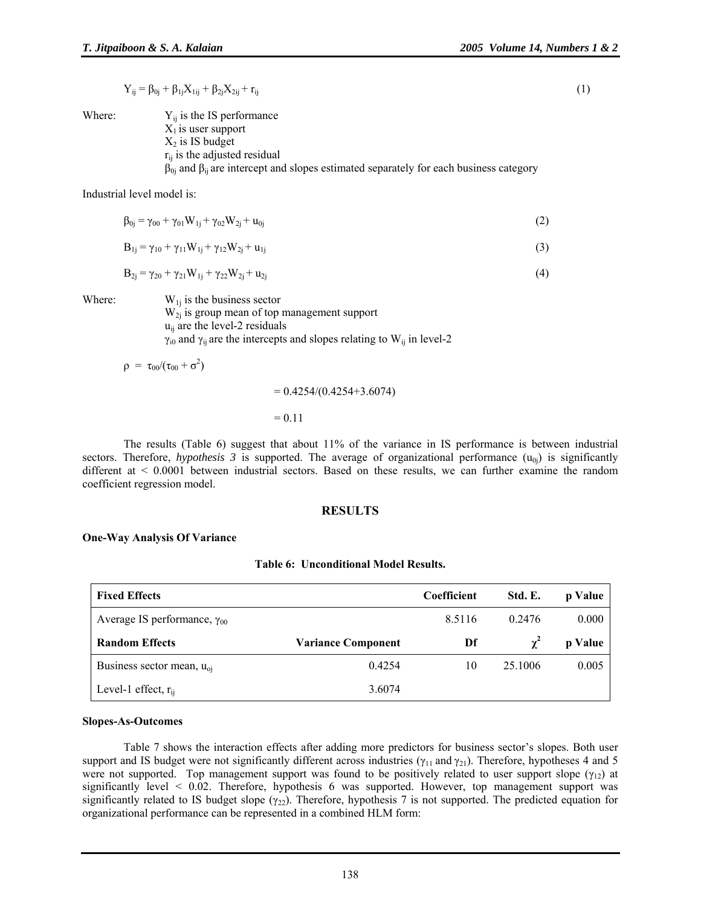$$Y_{ij} = \beta_{0j} + \beta_{1j}X_{1ij} + \beta_{2j}X_{2ij} + r_{ij} \quad (1)$$

Where: $Y_{ij}$ is the IS performance  
$X_1$ is user support  
$X_2$ is IS budget  
$r_{ij}$ is the adjusted residual  
$\beta_{0j}$ and $\beta_{ij}$ are intercept and slopes estimated separately for each business category

Industrial level model is:

$$\beta_{0j} = \gamma_{00} + \gamma_{01}W_{1j} + \gamma_{02}W_{2j} + u_{0j} \quad (2)$$

$$B_{1j} = \gamma_{10} + \gamma_{11}W_{1j} + \gamma_{12}W_{2j} + u_{1j} \quad (3)$$

$$B_{2j} = \gamma_{20} + \gamma_{21}W_{1j} + \gamma_{22}W_{2j} + u_{2j} \quad (4)$$

Where: $W_{1j}$ is the business sector  
$W_{2j}$ is group mean of top management support  
$u_{ij}$ are the level-2 residuals  
$\gamma_{i0}$ and $\gamma_{ij}$ are the intercepts and slopes relating to $W_{ij}$ in level-2

$$\rho = \tau_{00}/(\tau_{00} + \sigma^2)$$

$$= 0.4254/(0.4254+3.6074)$$

$$= 0.11$$

The results (Table 6) suggest that about 11% of the variance in IS performance is between industrial sectors. Therefore, *hypothesis 3* is supported. The average of organizational performance ($u_{0j}$) is significantly different at < 0.0001 between industrial sectors. Based on these results, we can further examine the random coefficient regression model.

## RESULTS

### One-Way Analysis Of Variance

**Table 6: Unconditional Model Results.**

| **Fixed Effects** | | **Coefficient** | **Std. E.** | **p Value** |
|---|---|---|---|---|
| Average IS performance, $\gamma_{00}$ | | 8.5116 | 0.2476 | 0.000 |
| **Random Effects** | **Variance Component** | **Df** | $\chi^2$ | **p Value** |
| Business sector mean, $u_{oj}$ | 0.4254 | 10 | 25.1006 | 0.005 |
| Level-1 effect, $r_{ij}$ | 3.6074 | | | |

### Slopes-As-Outcomes

Table 7 shows the interaction effects after adding more predictors for business sector's slopes. Both user support and IS budget were not significantly different across industries ($\gamma_{11}$ and $\gamma_{21}$). Therefore, hypotheses 4 and 5 were not supported. Top management support was found to be positively related to user support slope ($\gamma_{12}$) at significantly level < 0.02. Therefore, hypothesis 6 was supported. However, top management support was significantly related to IS budget slope ($\gamma_{22}$). Therefore, hypothesis 7 is not supported. The predicted equation for organizational performance can be represented in a combined HLM form: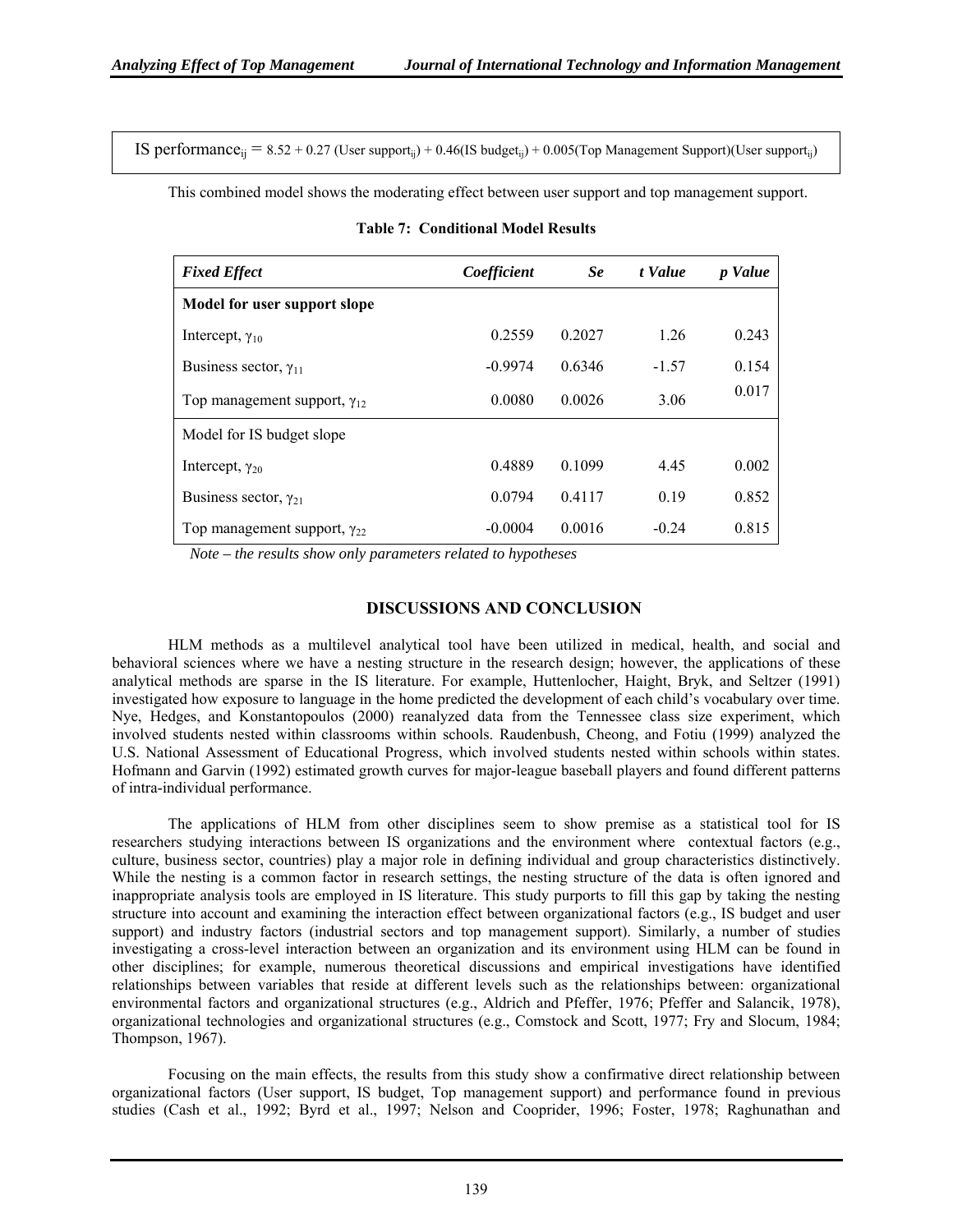$$\text{IS performance}_{ij} = 8.52 + 0.27\,(\text{User support}_{ij}) + 0.46(\text{IS budget}_{ij}) + 0.005(\text{Top Management Support})(\text{User support}_{ij})$$

This combined model shows the moderating effect between user support and top management support.

**Table 7: Conditional Model Results**

| *Fixed Effect* | *Coefficient* | *Se* | *t Value* | *p Value* |
|---|---|---|---|---|
| **Model for user support slope** | | | | |
| Intercept, $\gamma_{10}$ | 0.2559 | 0.2027 | 1.26 | 0.243 |
| Business sector, $\gamma_{11}$ | -0.9974 | 0.6346 | -1.57 | 0.154 |
| Top management support, $\gamma_{12}$ | 0.0080 | 0.0026 | 3.06 | 0.017 |
| Model for IS budget slope | | | | |
| Intercept, $\gamma_{20}$ | 0.4889 | 0.1099 | 4.45 | 0.002 |
| Business sector, $\gamma_{21}$ | 0.0794 | 0.4117 | 0.19 | 0.852 |
| Top management support, $\gamma_{22}$ | -0.0004 | 0.0016 | -0.24 | 0.815 |

*Note – the results show only parameters related to hypotheses*

## DISCUSSIONS AND CONCLUSION

HLM methods as a multilevel analytical tool have been utilized in medical, health, and social and behavioral sciences where we have a nesting structure in the research design; however, the applications of these analytical methods are sparse in the IS literature. For example, Huttenlocher, Haight, Bryk, and Seltzer (1991) investigated how exposure to language in the home predicted the development of each child's vocabulary over time. Nye, Hedges, and Konstantopoulos (2000) reanalyzed data from the Tennessee class size experiment, which involved students nested within classrooms within schools. Raudenbush, Cheong, and Fotiu (1999) analyzed the U.S. National Assessment of Educational Progress, which involved students nested within schools within states. Hofmann and Garvin (1992) estimated growth curves for major-league baseball players and found different patterns of intra-individual performance.

The applications of HLM from other disciplines seem to show premise as a statistical tool for IS researchers studying interactions between IS organizations and the environment where contextual factors (e.g., culture, business sector, countries) play a major role in defining individual and group characteristics distinctively. While the nesting is a common factor in research settings, the nesting structure of the data is often ignored and inappropriate analysis tools are employed in IS literature. This study purports to fill this gap by taking the nesting structure into account and examining the interaction effect between organizational factors (e.g., IS budget and user support) and industry factors (industrial sectors and top management support). Similarly, a number of studies investigating a cross-level interaction between an organization and its environment using HLM can be found in other disciplines; for example, numerous theoretical discussions and empirical investigations have identified relationships between variables that reside at different levels such as the relationships between: organizational environmental factors and organizational structures (e.g., Aldrich and Pfeffer, 1976; Pfeffer and Salancik, 1978), organizational technologies and organizational structures (e.g., Comstock and Scott, 1977; Fry and Slocum, 1984; Thompson, 1967).

Focusing on the main effects, the results from this study show a confirmative direct relationship between organizational factors (User support, IS budget, Top management support) and performance found in previous studies (Cash et al., 1992; Byrd et al., 1997; Nelson and Cooprider, 1996; Foster, 1978; Raghunathan and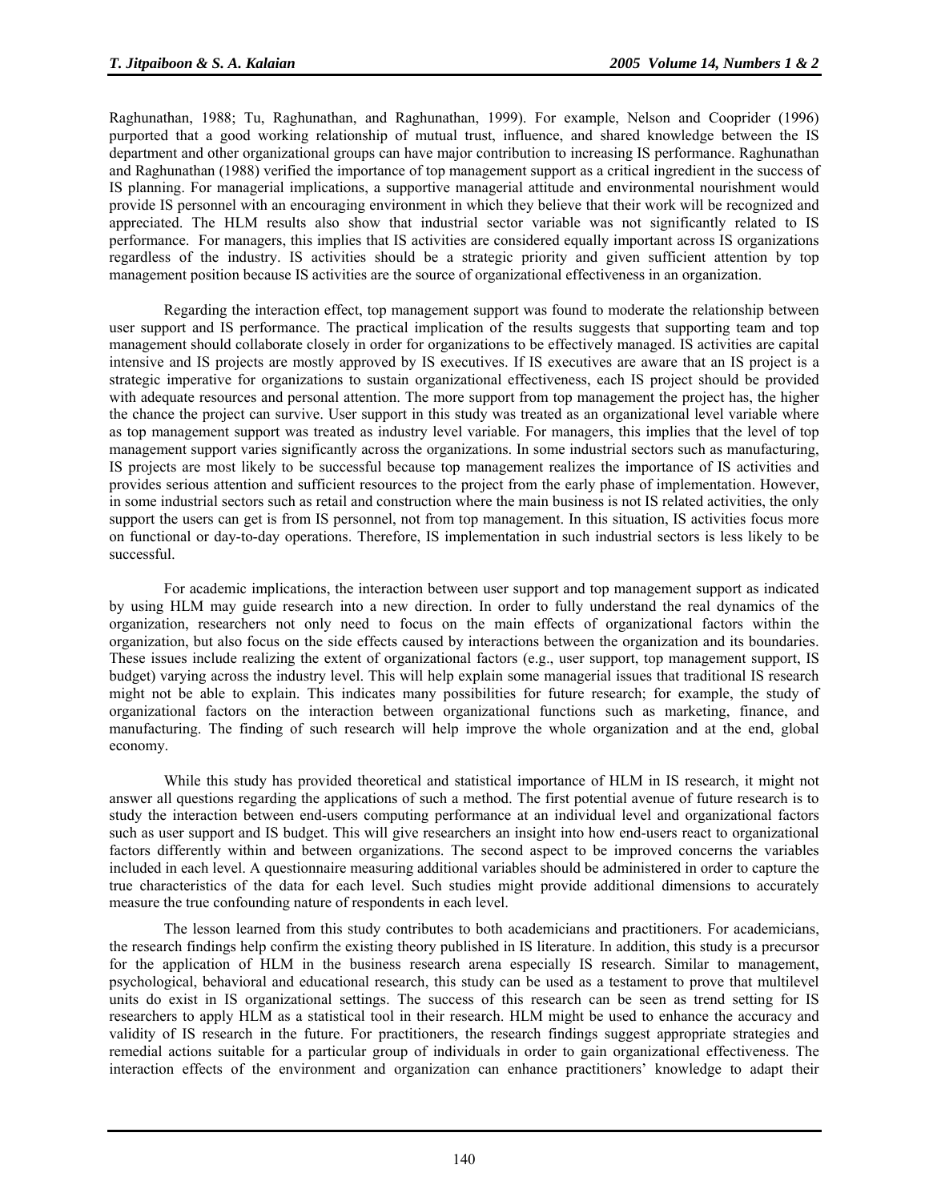Raghunathan, 1988; Tu, Raghunathan, and Raghunathan, 1999). For example, Nelson and Cooprider (1996) purported that a good working relationship of mutual trust, influence, and shared knowledge between the IS department and other organizational groups can have major contribution to increasing IS performance. Raghunathan and Raghunathan (1988) verified the importance of top management support as a critical ingredient in the success of IS planning. For managerial implications, a supportive managerial attitude and environmental nourishment would provide IS personnel with an encouraging environment in which they believe that their work will be recognized and appreciated. The HLM results also show that industrial sector variable was not significantly related to IS performance. For managers, this implies that IS activities are considered equally important across IS organizations regardless of the industry. IS activities should be a strategic priority and given sufficient attention by top management position because IS activities are the source of organizational effectiveness in an organization.

Regarding the interaction effect, top management support was found to moderate the relationship between user support and IS performance. The practical implication of the results suggests that supporting team and top management should collaborate closely in order for organizations to be effectively managed. IS activities are capital intensive and IS projects are mostly approved by IS executives. If IS executives are aware that an IS project is a strategic imperative for organizations to sustain organizational effectiveness, each IS project should be provided with adequate resources and personal attention. The more support from top management the project has, the higher the chance the project can survive. User support in this study was treated as an organizational level variable where as top management support was treated as industry level variable. For managers, this implies that the level of top management support varies significantly across the organizations. In some industrial sectors such as manufacturing, IS projects are most likely to be successful because top management realizes the importance of IS activities and provides serious attention and sufficient resources to the project from the early phase of implementation. However, in some industrial sectors such as retail and construction where the main business is not IS related activities, the only support the users can get is from IS personnel, not from top management. In this situation, IS activities focus more on functional or day-to-day operations. Therefore, IS implementation in such industrial sectors is less likely to be successful.

For academic implications, the interaction between user support and top management support as indicated by using HLM may guide research into a new direction. In order to fully understand the real dynamics of the organization, researchers not only need to focus on the main effects of organizational factors within the organization, but also focus on the side effects caused by interactions between the organization and its boundaries. These issues include realizing the extent of organizational factors (e.g., user support, top management support, IS budget) varying across the industry level. This will help explain some managerial issues that traditional IS research might not be able to explain. This indicates many possibilities for future research; for example, the study of organizational factors on the interaction between organizational functions such as marketing, finance, and manufacturing. The finding of such research will help improve the whole organization and at the end, global economy.

While this study has provided theoretical and statistical importance of HLM in IS research, it might not answer all questions regarding the applications of such a method. The first potential avenue of future research is to study the interaction between end-users computing performance at an individual level and organizational factors such as user support and IS budget. This will give researchers an insight into how end-users react to organizational factors differently within and between organizations. The second aspect to be improved concerns the variables included in each level. A questionnaire measuring additional variables should be administered in order to capture the true characteristics of the data for each level. Such studies might provide additional dimensions to accurately measure the true confounding nature of respondents in each level.

The lesson learned from this study contributes to both academicians and practitioners. For academicians, the research findings help confirm the existing theory published in IS literature. In addition, this study is a precursor for the application of HLM in the business research arena especially IS research. Similar to management, psychological, behavioral and educational research, this study can be used as a testament to prove that multilevel units do exist in IS organizational settings. The success of this research can be seen as trend setting for IS researchers to apply HLM as a statistical tool in their research. HLM might be used to enhance the accuracy and validity of IS research in the future. For practitioners, the research findings suggest appropriate strategies and remedial actions suitable for a particular group of individuals in order to gain organizational effectiveness. The interaction effects of the environment and organization can enhance practitioners' knowledge to adapt their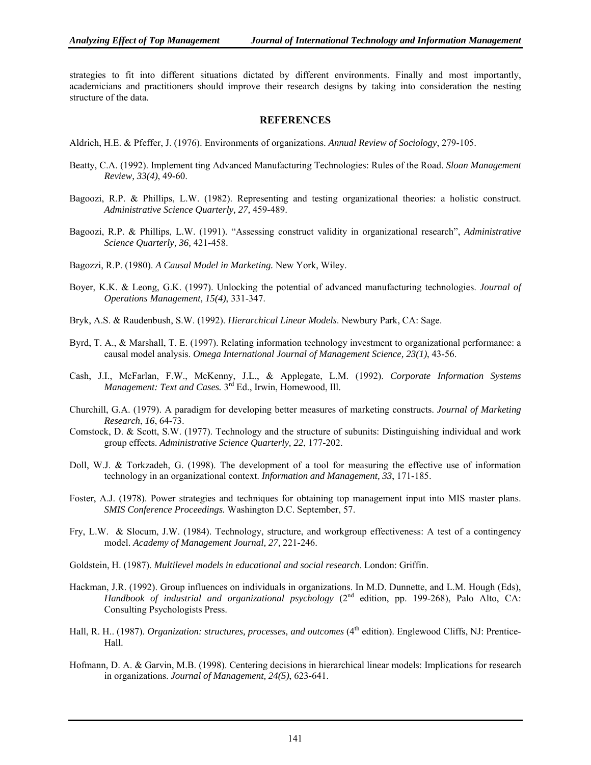strategies to fit into different situations dictated by different environments. Finally and most importantly, academicians and practitioners should improve their research designs by taking into consideration the nesting structure of the data.

## REFERENCES

Aldrich, H.E. & Pfeffer, J. (1976). Environments of organizations. *Annual Review of Sociology*, 279-105.

Beatty, C.A. (1992). Implement ting Advanced Manufacturing Technologies: Rules of the Road. *Sloan Management Review, 33(4)*, 49-60.

Bagoozi, R.P. & Phillips, L.W. (1982). Representing and testing organizational theories: a holistic construct. *Administrative Science Quarterly, 27,* 459-489.

Bagoozi, R.P. & Phillips, L.W. (1991). "Assessing construct validity in organizational research", *Administrative Science Quarterly, 36,* 421-458.

Bagozzi, R.P. (1980). *A Causal Model in Marketing.* New York, Wiley.

Boyer, K.K. & Leong, G.K. (1997). Unlocking the potential of advanced manufacturing technologies. *Journal of Operations Management, 15(4)*, 331-347.

Bryk, A.S. & Raudenbush, S.W. (1992). *Hierarchical Linear Models*. Newbury Park, CA: Sage.

Byrd, T. A., & Marshall, T. E. (1997). Relating information technology investment to organizational performance: a causal model analysis. *Omega International Journal of Management Science, 23(1)*, 43-56.

Cash, J.I., McFarlan, F.W., McKenny, J.L., & Applegate, L.M. (1992). *Corporate Information Systems Management: Text and Cases.* 3rd Ed., Irwin, Homewood, Ill.

Churchill, G.A. (1979). A paradigm for developing better measures of marketing constructs. *Journal of Marketing Research*, *16*, 64-73.

Comstock, D. & Scott, S.W. (1977). Technology and the structure of subunits: Distinguishing individual and work group effects. *Administrative Science Quarterly, 22*, 177-202.

Doll, W.J. & Torkzadeh, G. (1998). The development of a tool for measuring the effective use of information technology in an organizational context. *Information and Management, 33*, 171-185.

Foster, A.J. (1978). Power strategies and techniques for obtaining top management input into MIS master plans. *SMIS Conference Proceedings.* Washington D.C. September, 57.

Fry, L.W. & Slocum, J.W. (1984). Technology, structure, and workgroup effectiveness: A test of a contingency model. *Academy of Management Journal, 27,* 221-246.

Goldstein, H. (1987). *Multilevel models in educational and social research*. London: Griffin.

Hackman, J.R. (1992). Group influences on individuals in organizations. In M.D. Dunnette, and L.M. Hough (Eds), *Handbook of industrial and organizational psychology* (2nd edition, pp. 199-268), Palo Alto, CA: Consulting Psychologists Press.

Hall, R. H.. (1987). *Organization: structures, processes, and outcomes* (4th edition). Englewood Cliffs, NJ: Prentice-Hall.

Hofmann, D. A. & Garvin, M.B. (1998). Centering decisions in hierarchical linear models: Implications for research in organizations. *Journal of Management, 24(5)*, 623-641.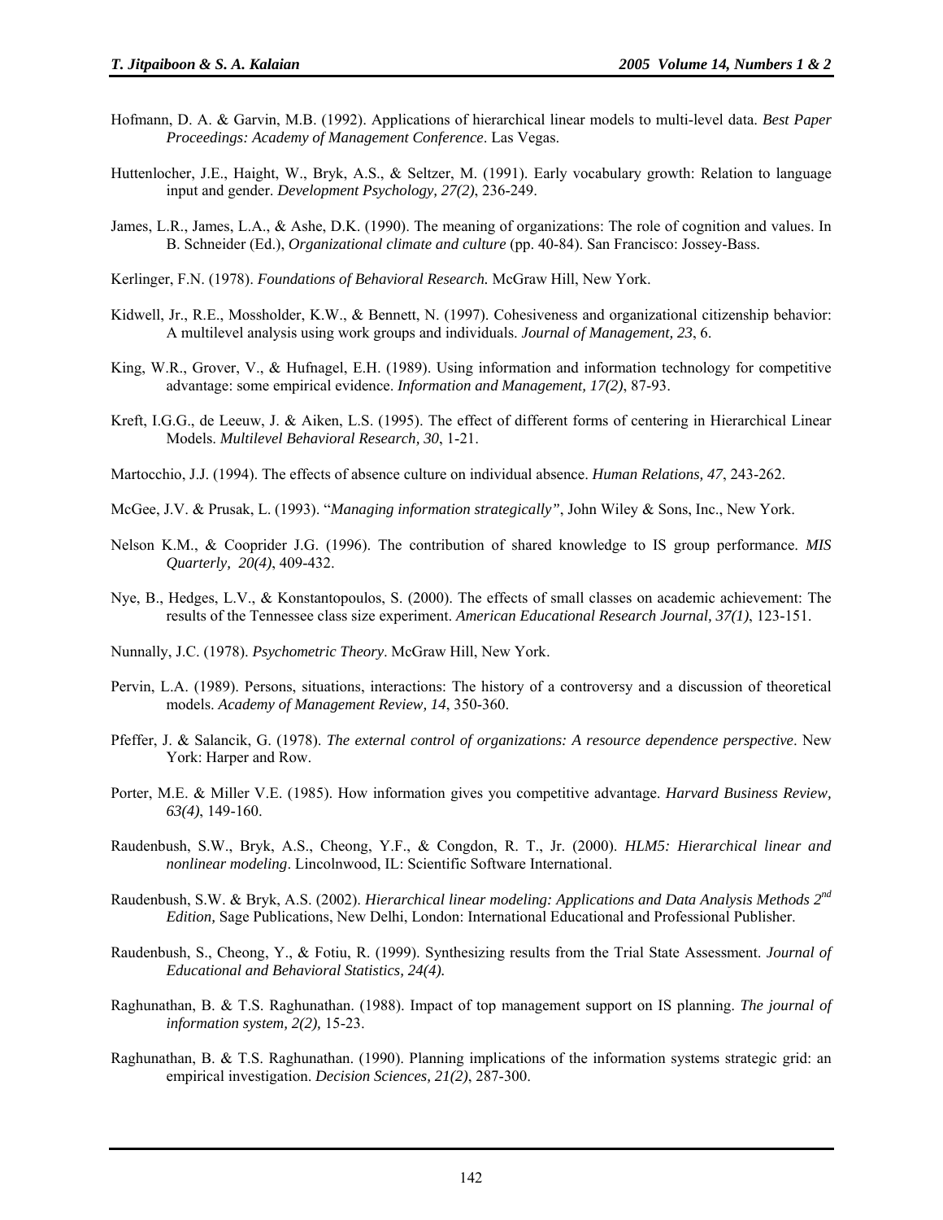Hofmann, D. A. & Garvin, M.B. (1992). Applications of hierarchical linear models to multi-level data. *Best Paper Proceedings: Academy of Management Conference*. Las Vegas.

Huttenlocher, J.E., Haight, W., Bryk, A.S., & Seltzer, M. (1991). Early vocabulary growth: Relation to language input and gender. *Development Psychology, 27(2)*, 236-249.

James, L.R., James, L.A., & Ashe, D.K. (1990). The meaning of organizations: The role of cognition and values. In B. Schneider (Ed.), *Organizational climate and culture* (pp. 40-84). San Francisco: Jossey-Bass.

Kerlinger, F.N. (1978). *Foundations of Behavioral Research.* McGraw Hill, New York.

Kidwell, Jr., R.E., Mossholder, K.W., & Bennett, N. (1997). Cohesiveness and organizational citizenship behavior: A multilevel analysis using work groups and individuals. *Journal of Management, 23*, 6.

King, W.R., Grover, V., & Hufnagel, E.H. (1989). Using information and information technology for competitive advantage: some empirical evidence. *Information and Management, 17(2)*, 87-93.

Kreft, I.G.G., de Leeuw, J. & Aiken, L.S. (1995). The effect of different forms of centering in Hierarchical Linear Models. *Multilevel Behavioral Research, 30*, 1-21.

Martocchio, J.J. (1994). The effects of absence culture on individual absence. *Human Relations, 47*, 243-262.

McGee, J.V. & Prusak, L. (1993). "*Managing information strategically"*, John Wiley & Sons, Inc., New York.

Nelson K.M., & Cooprider J.G. (1996). The contribution of shared knowledge to IS group performance. *MIS Quarterly, 20(4)*, 409-432.

Nye, B., Hedges, L.V., & Konstantopoulos, S. (2000). The effects of small classes on academic achievement: The results of the Tennessee class size experiment. *American Educational Research Journal, 37(1)*, 123-151.

Nunnally, J.C. (1978). *Psychometric Theory*. McGraw Hill, New York.

Pervin, L.A. (1989). Persons, situations, interactions: The history of a controversy and a discussion of theoretical models. *Academy of Management Review, 14*, 350-360.

Pfeffer, J. & Salancik, G. (1978). *The external control of organizations: A resource dependence perspective*. New York: Harper and Row.

Porter, M.E. & Miller V.E. (1985). How information gives you competitive advantage. *Harvard Business Review, 63(4)*, 149-160.

Raudenbush, S.W., Bryk, A.S., Cheong, Y.F., & Congdon, R. T., Jr. (2000). *HLM5: Hierarchical linear and nonlinear modeling*. Lincolnwood, IL: Scientific Software International.

Raudenbush, S.W. & Bryk, A.S. (2002). *Hierarchical linear modeling: Applications and Data Analysis Methods 2nd Edition,* Sage Publications, New Delhi, London: International Educational and Professional Publisher.

Raudenbush, S., Cheong, Y., & Fotiu, R. (1999). Synthesizing results from the Trial State Assessment. *Journal of Educational and Behavioral Statistics, 24(4).*

Raghunathan, B. & T.S. Raghunathan. (1988). Impact of top management support on IS planning. *The journal of information system, 2(2),* 15-23.

Raghunathan, B. & T.S. Raghunathan. (1990). Planning implications of the information systems strategic grid: an empirical investigation. *Decision Sciences, 21(2)*, 287-300.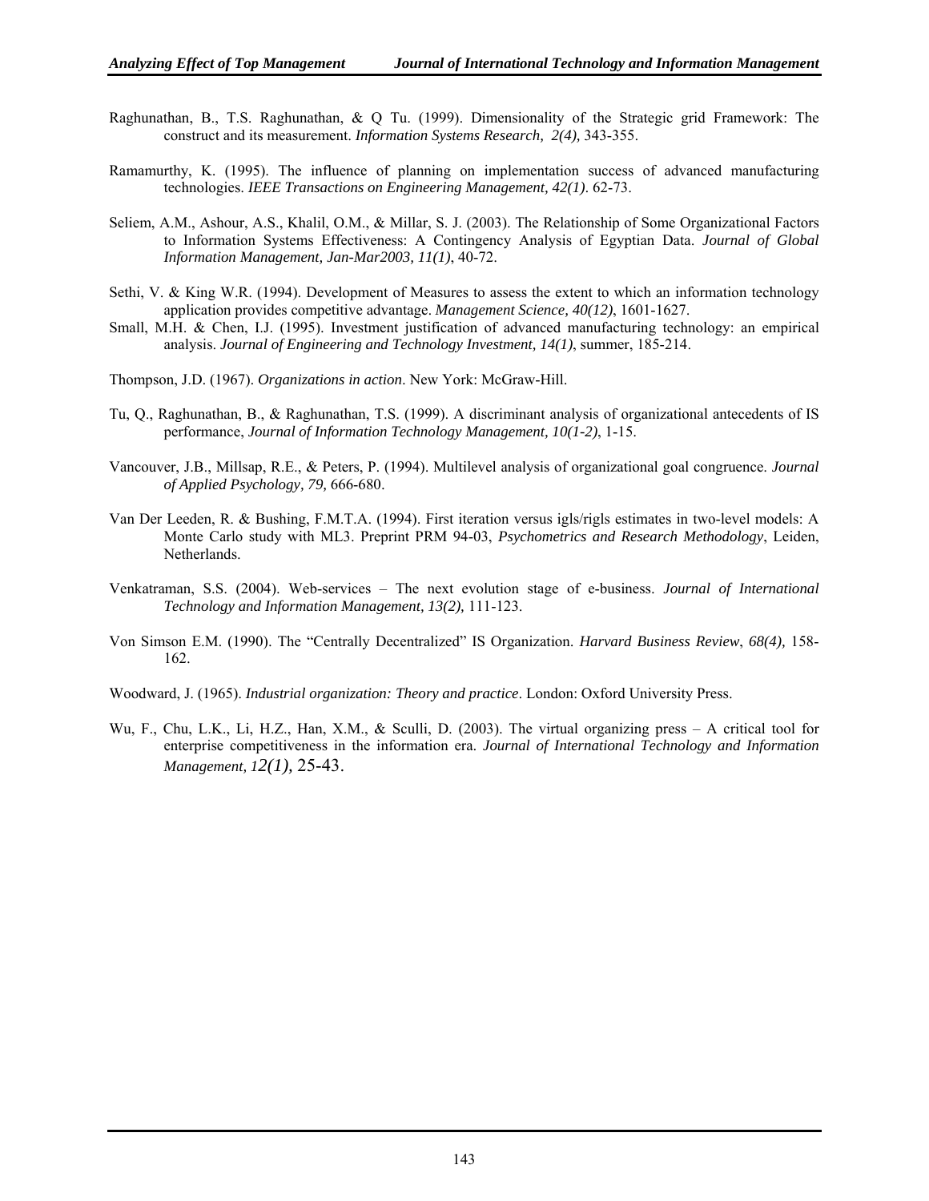Raghunathan, B., T.S. Raghunathan, & Q Tu. (1999). Dimensionality of the Strategic grid Framework: The construct and its measurement. *Information Systems Research, 2(4),* 343-355.

Ramamurthy, K. (1995). The influence of planning on implementation success of advanced manufacturing technologies. *IEEE Transactions on Engineering Management, 42(1)*. 62-73.

Seliem, A.M., Ashour, A.S., Khalil, O.M., & Millar, S. J. (2003). The Relationship of Some Organizational Factors to Information Systems Effectiveness: A Contingency Analysis of Egyptian Data. *Journal of Global Information Management, Jan-Mar2003, 11(1)*, 40-72.

Sethi, V. & King W.R. (1994). Development of Measures to assess the extent to which an information technology application provides competitive advantage. *Management Science, 40(12)*, 1601-1627.

Small, M.H. & Chen, I.J. (1995). Investment justification of advanced manufacturing technology: an empirical analysis. *Journal of Engineering and Technology Investment, 14(1)*, summer, 185-214.

Thompson, J.D. (1967). *Organizations in action*. New York: McGraw-Hill.

Tu, Q., Raghunathan, B., & Raghunathan, T.S. (1999). A discriminant analysis of organizational antecedents of IS performance, *Journal of Information Technology Management, 10(1-2)*, 1-15.

Vancouver, J.B., Millsap, R.E., & Peters, P. (1994). Multilevel analysis of organizational goal congruence. *Journal of Applied Psychology, 79,* 666-680.

Van Der Leeden, R. & Bushing, F.M.T.A. (1994). First iteration versus igls/rigls estimates in two-level models: A Monte Carlo study with ML3. Preprint PRM 94-03, *Psychometrics and Research Methodology*, Leiden, Netherlands.

Venkatraman, S.S. (2004). Web-services – The next evolution stage of e-business. *Journal of International Technology and Information Management, 13(2),* 111-123.

Von Simson E.M. (1990). The "Centrally Decentralized" IS Organization. *Harvard Business Review*, *68(4),* 158-162.

Woodward, J. (1965). *Industrial organization: Theory and practice*. London: Oxford University Press.

Wu, F., Chu, L.K., Li, H.Z., Han, X.M., & Sculli, D. (2003). The virtual organizing press – A critical tool for enterprise competitiveness in the information era. *Journal of International Technology and Information Management, 12(1),* 25-43.